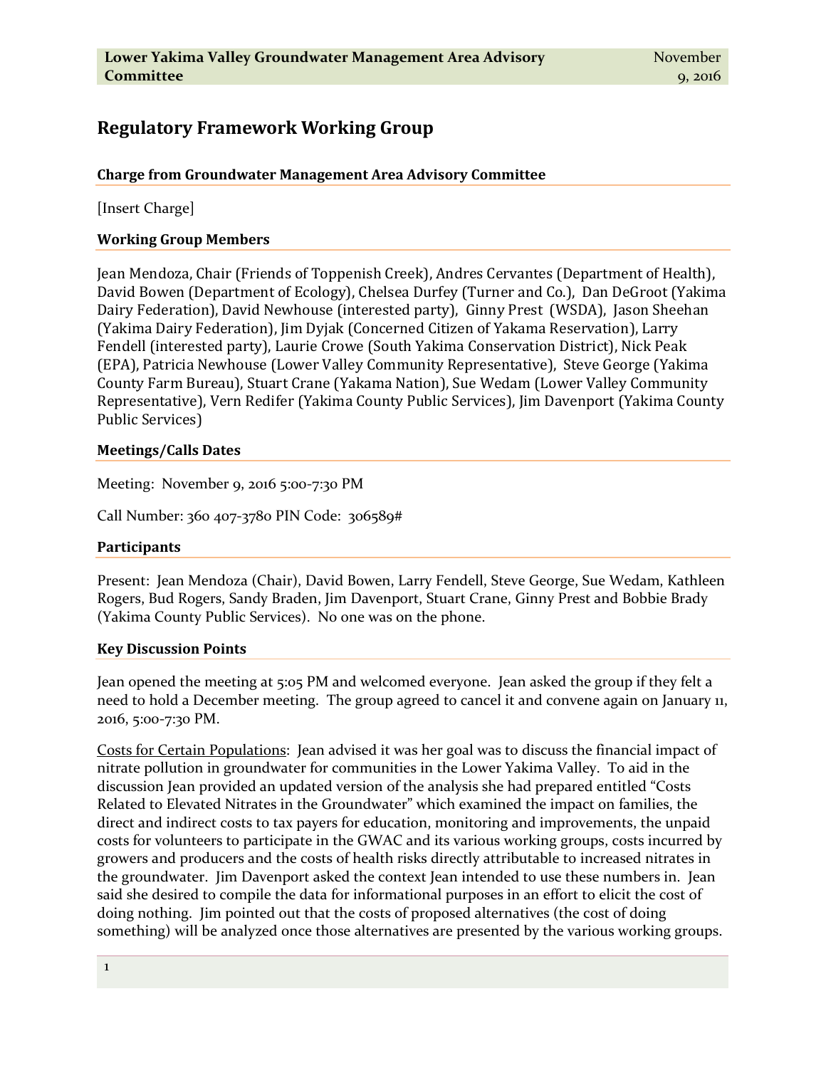# Regulatory Framework Working Group

### Charge from Groundwater Management Area Advisory Committee

[Insert Charge]

### Working Group Members

Jean Mendoza, Chair (Friends of Toppenish Creek), Andres Cervantes (Department of Health), David Bowen (Department of Ecology), Chelsea Durfey (Turner and Co.), Dan DeGroot (Yakima Dairy Federation), David Newhouse (interested party), Ginny Prest (WSDA), Jason Sheehan (Yakima Dairy Federation), Jim Dyjak (Concerned Citizen of Yakama Reservation), Larry Fendell (interested party), Laurie Crowe (South Yakima Conservation District), Nick Peak (EPA), Patricia Newhouse (Lower Valley Community Representative), Steve George (Yakima County Farm Bureau), Stuart Crane (Yakama Nation), Sue Wedam (Lower Valley Community Representative), Vern Redifer (Yakima County Public Services), Jim Davenport (Yakima County Public Services)

### Meetings/Calls Dates

Meeting: November 9, 2016 5:00-7:30 PM

Call Number: 360 407-3780 PIN Code: 306589#

### Participants

Present: Jean Mendoza (Chair), David Bowen, Larry Fendell, Steve George, Sue Wedam, Kathleen Rogers, Bud Rogers, Sandy Braden, Jim Davenport, Stuart Crane, Ginny Prest and Bobbie Brady (Yakima County Public Services). No one was on the phone.

### Key Discussion Points

Jean opened the meeting at 5:05 PM and welcomed everyone. Jean asked the group if they felt a need to hold a December meeting. The group agreed to cancel it and convene again on January 11, 2016, 5:00-7:30 PM.

Costs for Certain Populations: Jean advised it was her goal was to discuss the financial impact of nitrate pollution in groundwater for communities in the Lower Yakima Valley. To aid in the discussion Jean provided an updated version of the analysis she had prepared entitled "Costs Related to Elevated Nitrates in the Groundwater" which examined the impact on families, the direct and indirect costs to tax payers for education, monitoring and improvements, the unpaid costs for volunteers to participate in the GWAC and its various working groups, costs incurred by growers and producers and the costs of health risks directly attributable to increased nitrates in the groundwater. Jim Davenport asked the context Jean intended to use these numbers in. Jean said she desired to compile the data for informational purposes in an effort to elicit the cost of doing nothing. Jim pointed out that the costs of proposed alternatives (the cost of doing something) will be analyzed once those alternatives are presented by the various working groups.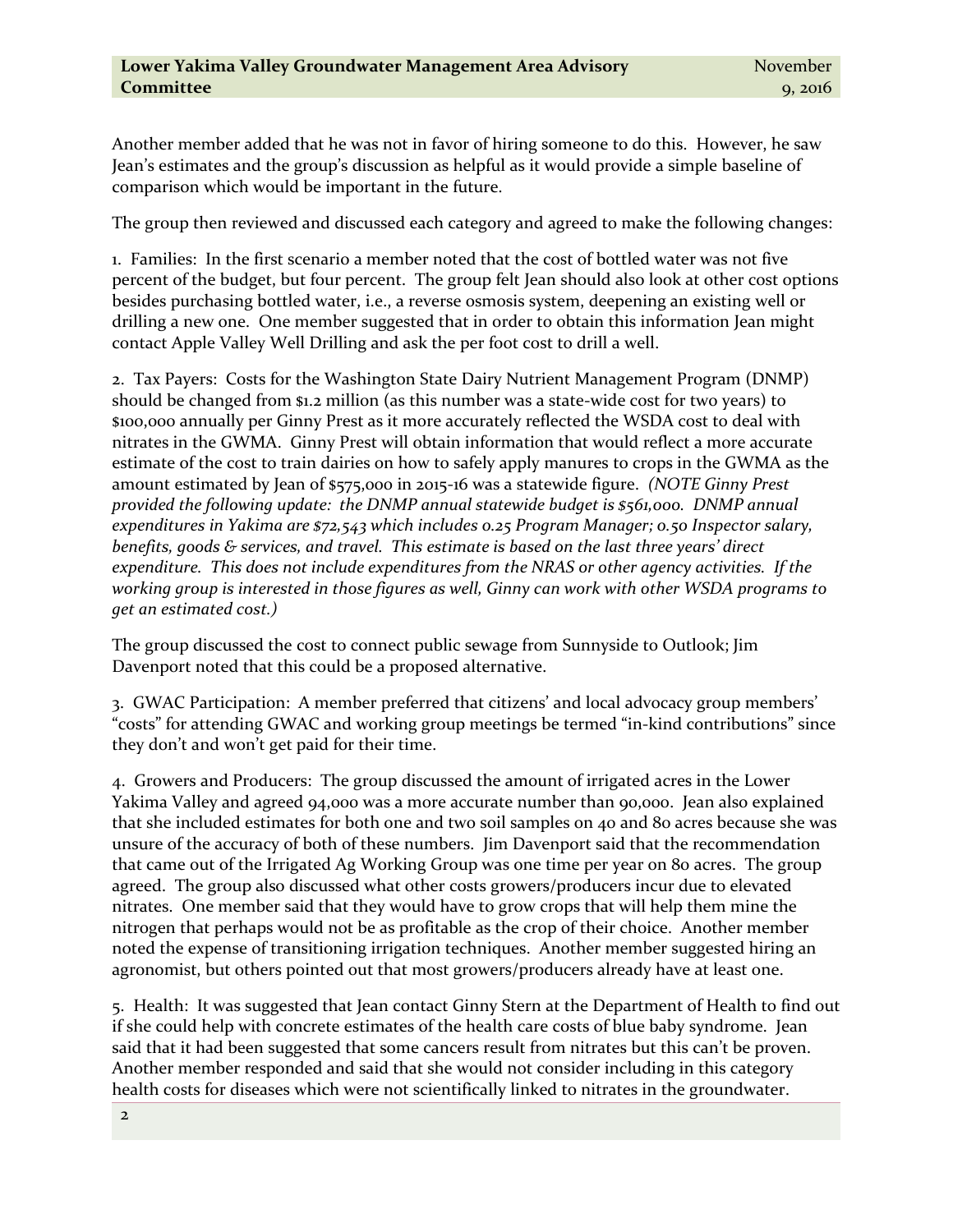Another member added that he was not in favor of hiring someone to do this. However, he saw Jean's estimates and the group's discussion as helpful as it would provide a simple baseline of comparison which would be important in the future.

The group then reviewed and discussed each category and agreed to make the following changes:

1. Families: In the first scenario a member noted that the cost of bottled water was not five percent of the budget, but four percent. The group felt Jean should also look at other cost options besides purchasing bottled water, i.e., a reverse osmosis system, deepening an existing well or drilling a new one. One member suggested that in order to obtain this information Jean might contact Apple Valley Well Drilling and ask the per foot cost to drill a well.

2. Tax Payers: Costs for the Washington State Dairy Nutrient Management Program (DNMP) should be changed from $1.2 million (as this number was a state-wide cost for two years) to $100,000 annually per Ginny Prest as it more accurately reflected the WSDA cost to deal with nitrates in the GWMA. Ginny Prest will obtain information that would reflect a more accurate estimate of the cost to train dairies on how to safely apply manures to crops in the GWMA as the amount estimated by Jean of $575,000 in 2015-16 was a statewide figure. *(NOTE Ginny Prest provided the following update: the DNMP annual statewide budget is $561,000. DNMP annual expenditures in Yakima are $72,543 which includes 0.25 Program Manager; 0.50 Inspector salary, benefits, goods & services, and travel. This estimate is based on the last three years' direct expenditure. This does not include expenditures from the NRAS or other agency activities. If the working group is interested in those figures as well, Ginny can work with other WSDA programs to get an estimated cost.)*

The group discussed the cost to connect public sewage from Sunnyside to Outlook; Jim Davenport noted that this could be a proposed alternative.

3. GWAC Participation: A member preferred that citizens' and local advocacy group members' "costs" for attending GWAC and working group meetings be termed "in-kind contributions" since they don't and won't get paid for their time.

4. Growers and Producers: The group discussed the amount of irrigated acres in the Lower Yakima Valley and agreed 94,000 was a more accurate number than 90,000. Jean also explained that she included estimates for both one and two soil samples on 40 and 80 acres because she was unsure of the accuracy of both of these numbers. Jim Davenport said that the recommendation that came out of the Irrigated Ag Working Group was one time per year on 80 acres. The group agreed. The group also discussed what other costs growers/producers incur due to elevated nitrates. One member said that they would have to grow crops that will help them mine the nitrogen that perhaps would not be as profitable as the crop of their choice. Another member noted the expense of transitioning irrigation techniques. Another member suggested hiring an agronomist, but others pointed out that most growers/producers already have at least one.

5. Health: It was suggested that Jean contact Ginny Stern at the Department of Health to find out if she could help with concrete estimates of the health care costs of blue baby syndrome. Jean said that it had been suggested that some cancers result from nitrates but this can't be proven. Another member responded and said that she would not consider including in this category health costs for diseases which were not scientifically linked to nitrates in the groundwater.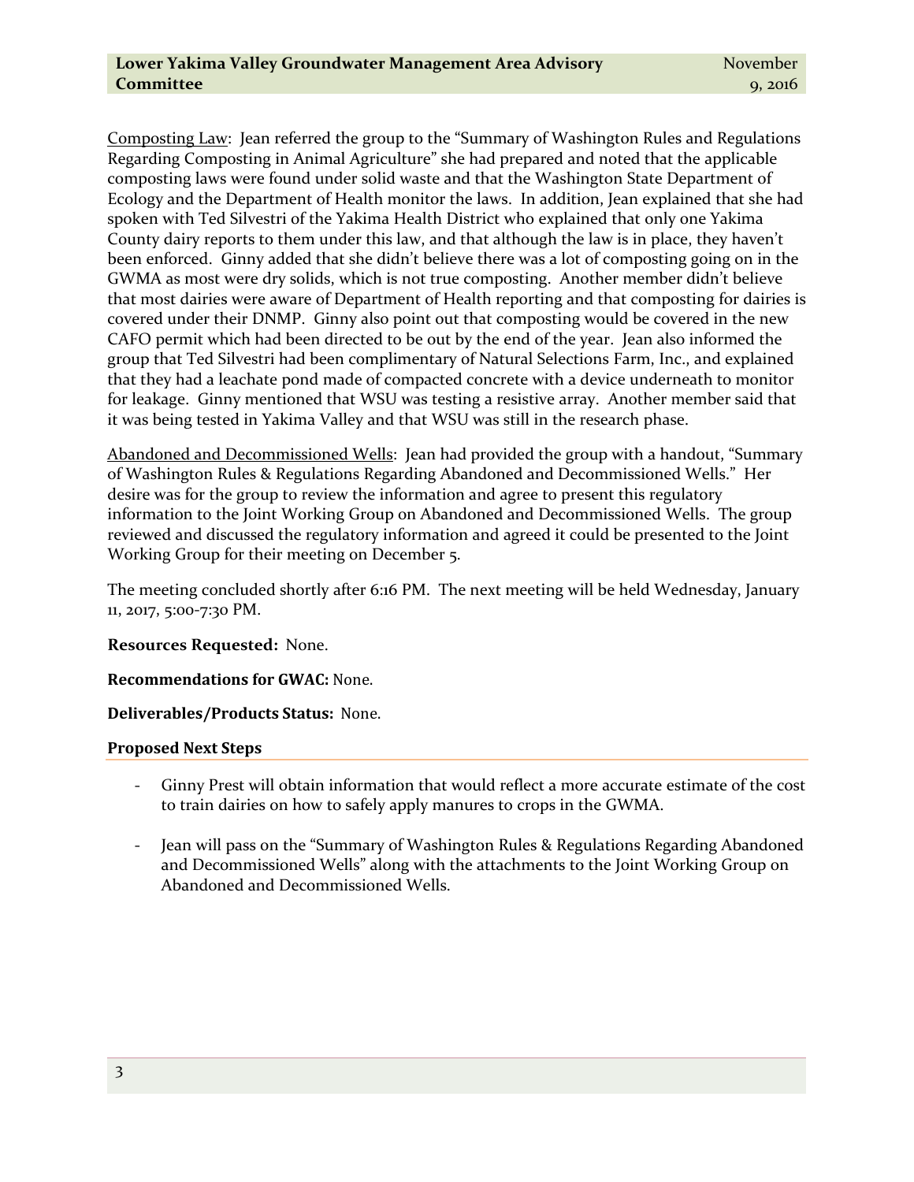Composting Law: Jean referred the group to the "Summary of Washington Rules and Regulations Regarding Composting in Animal Agriculture" she had prepared and noted that the applicable composting laws were found under solid waste and that the Washington State Department of Ecology and the Department of Health monitor the laws. In addition, Jean explained that she had spoken with Ted Silvestri of the Yakima Health District who explained that only one Yakima County dairy reports to them under this law, and that although the law is in place, they haven't been enforced. Ginny added that she didn't believe there was a lot of composting going on in the GWMA as most were dry solids, which is not true composting. Another member didn't believe that most dairies were aware of Department of Health reporting and that composting for dairies is covered under their DNMP. Ginny also point out that composting would be covered in the new CAFO permit which had been directed to be out by the end of the year. Jean also informed the group that Ted Silvestri had been complimentary of Natural Selections Farm, Inc., and explained that they had a leachate pond made of compacted concrete with a device underneath to monitor for leakage. Ginny mentioned that WSU was testing a resistive array. Another member said that it was being tested in Yakima Valley and that WSU was still in the research phase.

Abandoned and Decommissioned Wells: Jean had provided the group with a handout, "Summary of Washington Rules & Regulations Regarding Abandoned and Decommissioned Wells." Her desire was for the group to review the information and agree to present this regulatory information to the Joint Working Group on Abandoned and Decommissioned Wells. The group reviewed and discussed the regulatory information and agreed it could be presented to the Joint Working Group for their meeting on December 5.

The meeting concluded shortly after 6:16 PM. The next meeting will be held Wednesday, January 11, 2017, 5:00-7:30 PM.

**Resources Requested:** None.

**Recommendations for GWAC:** None.

**Deliverables/Products Status:** None.

**Proposed Next Steps**

- Ginny Prest will obtain information that would reflect a more accurate estimate of the cost to train dairies on how to safely apply manures to crops in the GWMA.

- Jean will pass on the "Summary of Washington Rules & Regulations Regarding Abandoned and Decommissioned Wells" along with the attachments to the Joint Working Group on Abandoned and Decommissioned Wells.